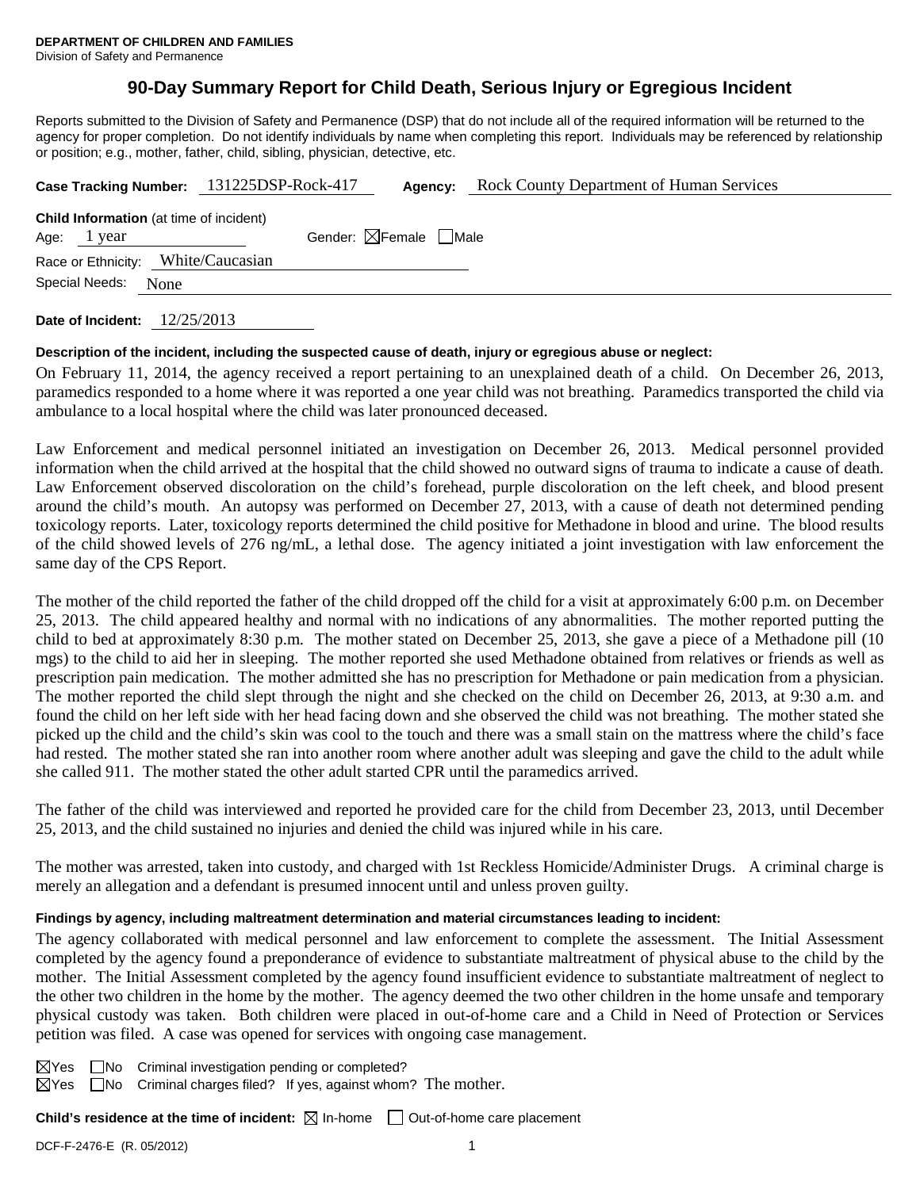**DEPARTMENT OF CHILDREN AND FAMILIES**
Division of Safety and Permanence

# 90-Day Summary Report for Child Death, Serious Injury or Egregious Incident

Reports submitted to the Division of Safety and Permanence (DSP) that do not include all of the required information will be returned to the agency for proper completion. Do not identify individuals by name when completing this report. Individuals may be referenced by relationship or position; e.g., mother, father, child, sibling, physician, detective, etc.

**Case Tracking Number:** 131225DSP-Rock-417 **Agency:** Rock County Department of Human Services

**Child Information** (at time of incident)
Age: 1 year Gender: ☒Female ☐Male
Race or Ethnicity: White/Caucasian
Special Needs: None

**Date of Incident:** 12/25/2013

**Description of the incident, including the suspected cause of death, injury or egregious abuse or neglect:**

On February 11, 2014, the agency received a report pertaining to an unexplained death of a child. On December 26, 2013, paramedics responded to a home where it was reported a one year child was not breathing. Paramedics transported the child via ambulance to a local hospital where the child was later pronounced deceased.

Law Enforcement and medical personnel initiated an investigation on December 26, 2013. Medical personnel provided information when the child arrived at the hospital that the child showed no outward signs of trauma to indicate a cause of death. Law Enforcement observed discoloration on the child's forehead, purple discoloration on the left cheek, and blood present around the child's mouth. An autopsy was performed on December 27, 2013, with a cause of death not determined pending toxicology reports. Later, toxicology reports determined the child positive for Methadone in blood and urine. The blood results of the child showed levels of 276 ng/mL, a lethal dose. The agency initiated a joint investigation with law enforcement the same day of the CPS Report.

The mother of the child reported the father of the child dropped off the child for a visit at approximately 6:00 p.m. on December 25, 2013. The child appeared healthy and normal with no indications of any abnormalities. The mother reported putting the child to bed at approximately 8:30 p.m. The mother stated on December 25, 2013, she gave a piece of a Methadone pill (10 mgs) to the child to aid her in sleeping. The mother reported she used Methadone obtained from relatives or friends as well as prescription pain medication. The mother admitted she has no prescription for Methadone or pain medication from a physician. The mother reported the child slept through the night and she checked on the child on December 26, 2013, at 9:30 a.m. and found the child on her left side with her head facing down and she observed the child was not breathing. The mother stated she picked up the child and the child's skin was cool to the touch and there was a small stain on the mattress where the child's face had rested. The mother stated she ran into another room where another adult was sleeping and gave the child to the adult while she called 911. The mother stated the other adult started CPR until the paramedics arrived.

The father of the child was interviewed and reported he provided care for the child from December 23, 2013, until December 25, 2013, and the child sustained no injuries and denied the child was injured while in his care.

The mother was arrested, taken into custody, and charged with 1st Reckless Homicide/Administer Drugs. A criminal charge is merely an allegation and a defendant is presumed innocent until and unless proven guilty.

**Findings by agency, including maltreatment determination and material circumstances leading to incident:**

The agency collaborated with medical personnel and law enforcement to complete the assessment. The Initial Assessment completed by the agency found a preponderance of evidence to substantiate maltreatment of physical abuse to the child by the mother. The Initial Assessment completed by the agency found insufficient evidence to substantiate maltreatment of neglect to the other two children in the home by the mother. The agency deemed the two other children in the home unsafe and temporary physical custody was taken. Both children were placed in out-of-home care and a Child in Need of Protection or Services petition was filed. A case was opened for services with ongoing case management.

☒Yes ☐No Criminal investigation pending or completed?
☒Yes ☐No Criminal charges filed? If yes, against whom? The mother.

**Child's residence at the time of incident:** ☒ In-home ☐ Out-of-home care placement

DCF-F-2476-E (R. 05/2012)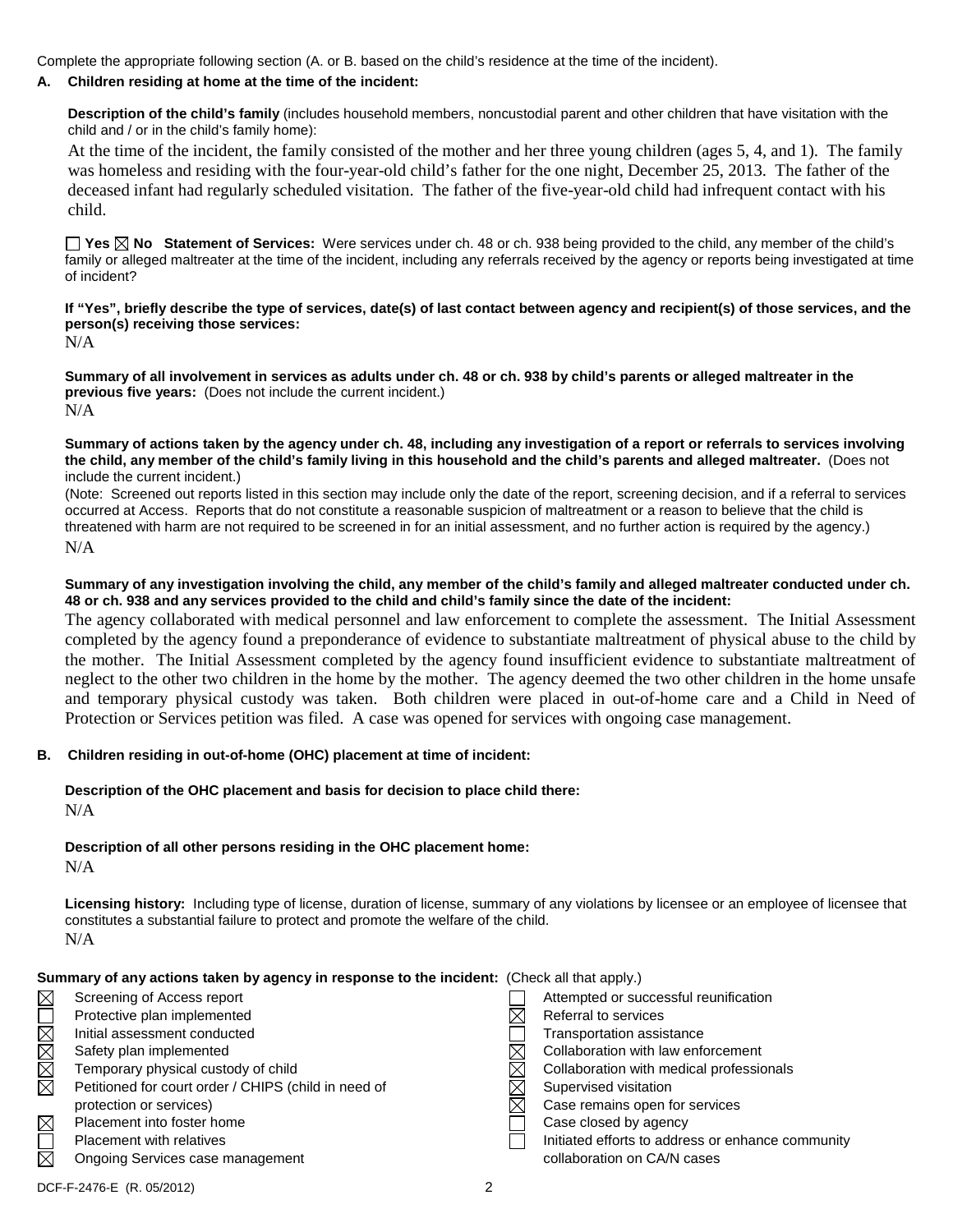Complete the appropriate following section (A. or B. based on the child's residence at the time of the incident).

**A. Children residing at home at the time of the incident:**

**Description of the child's family** (includes household members, noncustodial parent and other children that have visitation with the child and / or in the child's family home):

At the time of the incident, the family consisted of the mother and her three young children (ages 5, 4, and 1). The family was homeless and residing with the four-year-old child's father for the one night, December 25, 2013. The father of the deceased infant had regularly scheduled visitation. The father of the five-year-old child had infrequent contact with his child.

☐ Yes ☒ No **Statement of Services:** Were services under ch. 48 or ch. 938 being provided to the child, any member of the child's family or alleged maltreater at the time of the incident, including any referrals received by the agency or reports being investigated at time of incident?

**If "Yes", briefly describe the type of services, date(s) of last contact between agency and recipient(s) of those services, and the person(s) receiving those services:**

N/A

**Summary of all involvement in services as adults under ch. 48 or ch. 938 by child's parents or alleged maltreater in the previous five years:** (Does not include the current incident.)

N/A

**Summary of actions taken by the agency under ch. 48, including any investigation of a report or referrals to services involving the child, any member of the child's family living in this household and the child's parents and alleged maltreater.** (Does not include the current incident.)

(Note: Screened out reports listed in this section may include only the date of the report, screening decision, and if a referral to services occurred at Access. Reports that do not constitute a reasonable suspicion of maltreatment or a reason to believe that the child is threatened with harm are not required to be screened in for an initial assessment, and no further action is required by the agency.)

N/A

**Summary of any investigation involving the child, any member of the child's family and alleged maltreater conducted under ch. 48 or ch. 938 and any services provided to the child and child's family since the date of the incident:**

The agency collaborated with medical personnel and law enforcement to complete the assessment. The Initial Assessment completed by the agency found a preponderance of evidence to substantiate maltreatment of physical abuse to the child by the mother. The Initial Assessment completed by the agency found insufficient evidence to substantiate maltreatment of neglect to the other two children in the home by the mother. The agency deemed the two other children in the home unsafe and temporary physical custody was taken. Both children were placed in out-of-home care and a Child in Need of Protection or Services petition was filed. A case was opened for services with ongoing case management.

**B. Children residing in out-of-home (OHC) placement at time of incident:**

**Description of the OHC placement and basis for decision to place child there:**

N/A

**Description of all other persons residing in the OHC placement home:**

N/A

**Licensing history:** Including type of license, duration of license, summary of any violations by licensee or an employee of licensee that constitutes a substantial failure to protect and promote the welfare of the child.

N/A

**Summary of any actions taken by agency in response to the incident:** (Check all that apply.)

- ☒ Screening of Access report
- ☐ Protective plan implemented
- ☒ Initial assessment conducted
- ☒ Safety plan implemented
- ☒ Temporary physical custody of child
- ☒ Petitioned for court order / CHIPS (child in need of protection or services)
- ☒ Placement into foster home
- ☐ Placement with relatives
- ☒ Ongoing Services case management
- ☐ Attempted or successful reunification
- ☒ Referral to services
- ☐ Transportation assistance
- ☒ Collaboration with law enforcement
- ☒ Collaboration with medical professionals
- ☒ Supervised visitation
- ☒ Case remains open for services
- ☐ Case closed by agency
- ☐ Initiated efforts to address or enhance community collaboration on CA/N cases

DCF-F-2476-E (R. 05/2012)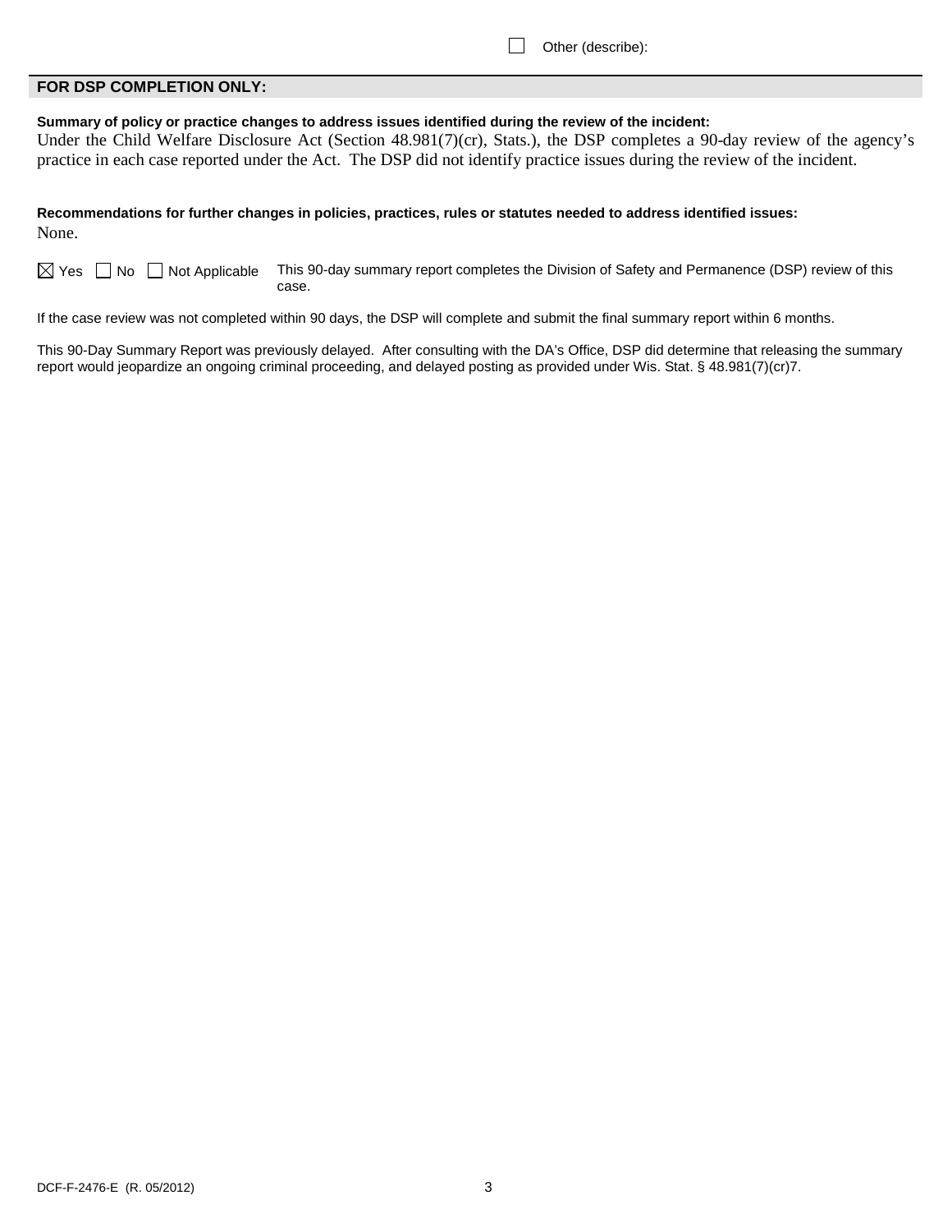☐ Other (describe):

## FOR DSP COMPLETION ONLY:

**Summary of policy or practice changes to address issues identified during the review of the incident:**

Under the Child Welfare Disclosure Act (Section 48.981(7)(cr), Stats.), the DSP completes a 90-day review of the agency's practice in each case reported under the Act. The DSP did not identify practice issues during the review of the incident.

**Recommendations for further changes in policies, practices, rules or statutes needed to address identified issues:**

None.

☒ Yes ☐ No ☐ Not Applicable This 90-day summary report completes the Division of Safety and Permanence (DSP) review of this case.

If the case review was not completed within 90 days, the DSP will complete and submit the final summary report within 6 months.

This 90-Day Summary Report was previously delayed. After consulting with the DA's Office, DSP did determine that releasing the summary report would jeopardize an ongoing criminal proceeding, and delayed posting as provided under Wis. Stat. § 48.981(7)(cr)7.

DCF-F-2476-E (R. 05/2012)